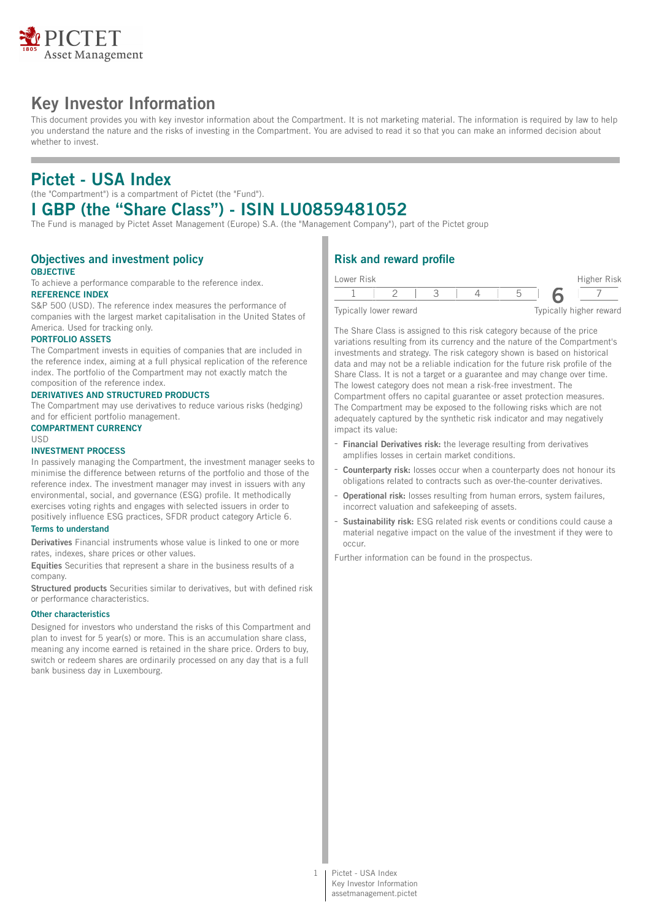# Key Investor Information

This document provides you with key investor information about the Compartment. It is not marketing material. The information is required by law to help you understand the nature and the risks of investing in the Compartment. You are advised to read it so that you can make an informed decision about whether to invest.

# Pictet - USA Index

(the "Compartment") is a compartment of Pictet (the "Fund").

# I GBP (the "Share Class") - ISIN LU0859481052

The Fund is managed by Pictet Asset Management (Europe) S.A. (the "Management Company"), part of the Pictet group

## Objectives and investment policy

**OBJECTIVE**

To achieve a performance comparable to the reference index.

**REFERENCE INDEX**

S&P 500 (USD). The reference index measures the performance of companies with the largest market capitalisation in the United States of America. Used for tracking only.

**PORTFOLIO ASSETS**

The Compartment invests in equities of companies that are included in the reference index, aiming at a full physical replication of the reference index. The portfolio of the Compartment may not exactly match the composition of the reference index.

**DERIVATIVES AND STRUCTURED PRODUCTS**

The Compartment may use derivatives to reduce various risks (hedging) and for efficient portfolio management.

**COMPARTMENT CURRENCY**

USD

**INVESTMENT PROCESS**

In passively managing the Compartment, the investment manager seeks to minimise the difference between returns of the portfolio and those of the reference index. The investment manager may invest in issuers with any environmental, social, and governance (ESG) profile. It methodically exercises voting rights and engages with selected issuers in order to positively influence ESG practices, SFDR product category Article 6.

### Terms to understand

**Derivatives** Financial instruments whose value is linked to one or more rates, indexes, share prices or other values.

**Equities** Securities that represent a share in the business results of a company.

**Structured products** Securities similar to derivatives, but with defined risk or performance characteristics.

### Other characteristics

Designed for investors who understand the risks of this Compartment and plan to invest for 5 year(s) or more. This is an accumulation share class, meaning any income earned is retained in the share price. Orders to buy, switch or redeem shares are ordinarily processed on any day that is a full bank business day in Luxembourg.

## Risk and reward profile

| Lower Risk | | | | | | Higher Risk |
|---|---|---|---|---|---|---|
| 1 | 2 | 3 | 4 | 5 | **6** | 7 |
| Typically lower reward | | | | | | Typically higher reward |

The Share Class is assigned to this risk category because of the price variations resulting from its currency and the nature of the Compartment's investments and strategy. The risk category shown is based on historical data and may not be a reliable indication for the future risk profile of the Share Class. It is not a target or a guarantee and may change over time. The lowest category does not mean a risk-free investment. The Compartment offers no capital guarantee or asset protection measures. The Compartment may be exposed to the following risks which are not adequately captured by the synthetic risk indicator and may negatively impact its value:

- **Financial Derivatives risk:** the leverage resulting from derivatives amplifies losses in certain market conditions.
- **Counterparty risk:** losses occur when a counterparty does not honour its obligations related to contracts such as over-the-counter derivatives.
- **Operational risk:** losses resulting from human errors, system failures, incorrect valuation and safekeeping of assets.
- **Sustainability risk:** ESG related risk events or conditions could cause a material negative impact on the value of the investment if they were to occur.

Further information can be found in the prospectus.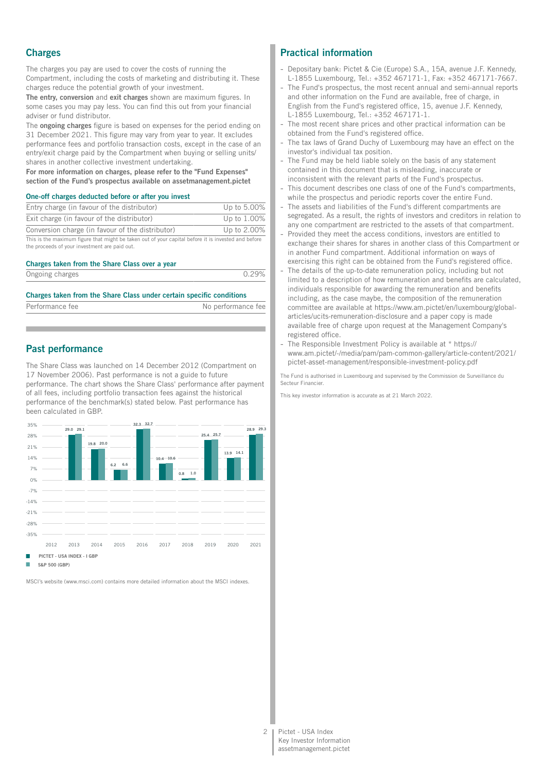## Charges

The charges you pay are used to cover the costs of running the Compartment, including the costs of marketing and distributing it. These charges reduce the potential growth of your investment.

**The entry, conversion** and **exit charges** shown are maximum figures. In some cases you may pay less. You can find this out from your financial adviser or fund distributor.

The **ongoing charges** figure is based on expenses for the period ending on 31 December 2021. This figure may vary from year to year. It excludes performance fees and portfolio transaction costs, except in the case of an entry/exit charge paid by the Compartment when buying or selling units/shares in another collective investment undertaking.

**For more information on charges, please refer to the "Fund Expenses" section of the Fund's prospectus available on assetmanagement.pictet**

### One-off charges deducted before or after you invest

| | |
|---|---|
| Entry charge (in favour of the distributor) | Up to 5.00% |
| Exit charge (in favour of the distributor) | Up to 1.00% |
| Conversion charge (in favour of the distributor) | Up to 2.00% |

This is the maximum figure that might be taken out of your capital before it is invested and before the proceeds of your investment are paid out.

### Charges taken from the Share Class over a year

| | |
|---|---|
| Ongoing charges | 0.29% |

### Charges taken from the Share Class under certain specific conditions

| | |
|---|---|
| Performance fee | No performance fee |

## Past performance

The Share Class was launched on 14 December 2012 (Compartment on 17 November 2006). Past performance is not a guide to future performance. The chart shows the Share Class' performance after payment of all fees, including portfolio transaction fees against the historical performance of the benchmark(s) stated below. Past performance has been calculated in GBP.

35%
28%
21%
14%
7%
0%
-7%
-14%
-21%
-28%
-35%

2012 2013 2014 2015 2016 2017 2018 2019 2020 2021

29.0 29.1
19.8 20.0
6.2 6.6
32.3 32.7
10.4 10.6
0.8 1.0
25.4 25.7
13.9 14.1
28.9 29.3

PICTET - USA INDEX - I GBP
S&P 500 (GBP)

MSCI's website (www.msci.com) contains more detailed information about the MSCI indexes.

## Practical information

- Depositary bank: Pictet & Cie (Europe) S.A., 15A, avenue J.F. Kennedy, L-1855 Luxembourg, Tel.: +352 467171-1, Fax: +352 467171-7667.
- The Fund's prospectus, the most recent annual and semi-annual reports and other information on the Fund are available, free of charge, in English from the Fund's registered office, 15, avenue J.F. Kennedy, L-1855 Luxembourg, Tel.: +352 467171-1.
- The most recent share prices and other practical information can be obtained from the Fund's registered office.
- The tax laws of Grand Duchy of Luxembourg may have an effect on the investor's individual tax position.
- The Fund may be held liable solely on the basis of any statement contained in this document that is misleading, inaccurate or inconsistent with the relevant parts of the Fund's prospectus.
- This document describes one class of one of the Fund's compartments, while the prospectus and periodic reports cover the entire Fund.
- The assets and liabilities of the Fund's different compartments are segregated. As a result, the rights of investors and creditors in relation to any one compartment are restricted to the assets of that compartment.
- Provided they meet the access conditions, investors are entitled to exchange their shares for shares in another class of this Compartment or in another Fund compartment. Additional information on ways of exercising this right can be obtained from the Fund's registered office.
- The details of the up-to-date remuneration policy, including but not limited to a description of how remuneration and benefits are calculated, individuals responsible for awarding the remuneration and benefits including, as the case maybe, the composition of the remuneration committee are available at https://www.am.pictet/en/luxembourg/global-articles/ucits-remuneration-disclosure and a paper copy is made available free of charge upon request at the Management Company's registered office.
- The Responsible Investment Policy is available at * https://www.am.pictet/-/media/pam/pam-common-gallery/article-content/2021/pictet-asset-management/responsible-investment-policy.pdf

The Fund is authorised in Luxembourg and supervised by the Commission de Surveillance du Secteur Financier.

This key investor information is accurate as at 21 March 2022.